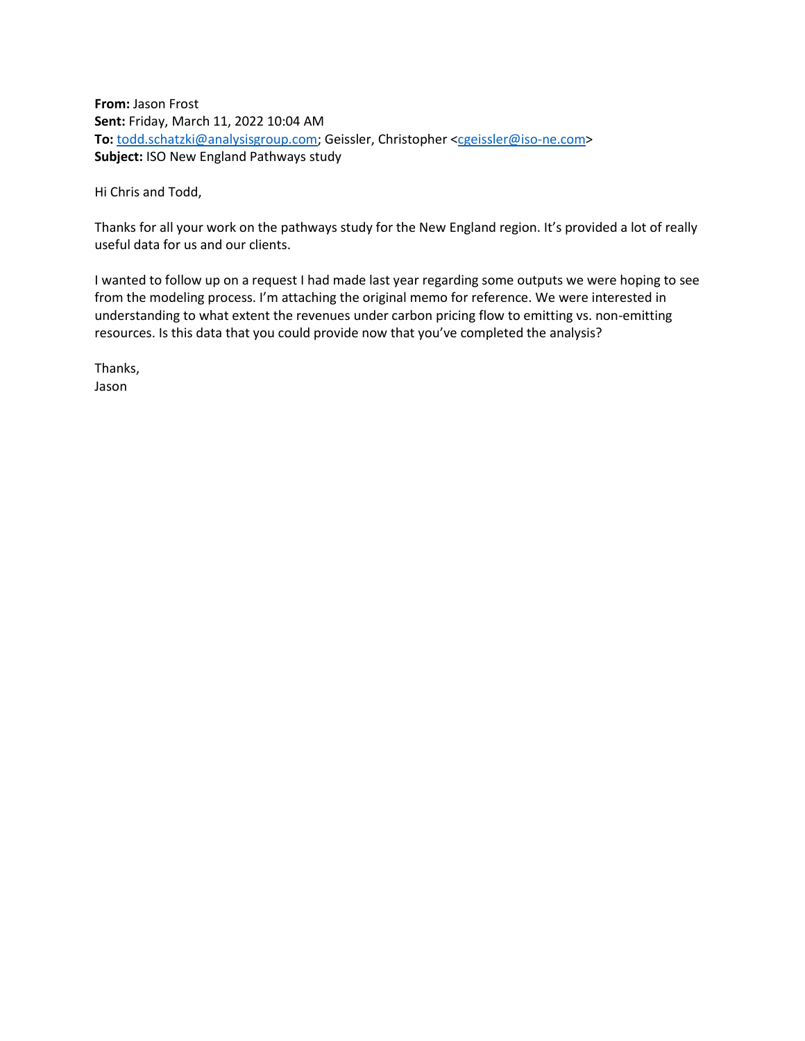**From:** Jason Frost
**Sent:** Friday, March 11, 2022 10:04 AM
**To:** todd.schatzki@analysisgroup.com; Geissler, Christopher <cgeissler@iso-ne.com>
**Subject:** ISO New England Pathways study

Hi Chris and Todd,

Thanks for all your work on the pathways study for the New England region. It's provided a lot of really useful data for us and our clients.

I wanted to follow up on a request I had made last year regarding some outputs we were hoping to see from the modeling process. I'm attaching the original memo for reference. We were interested in understanding to what extent the revenues under carbon pricing flow to emitting vs. non-emitting resources. Is this data that you could provide now that you've completed the analysis?

Thanks,
Jason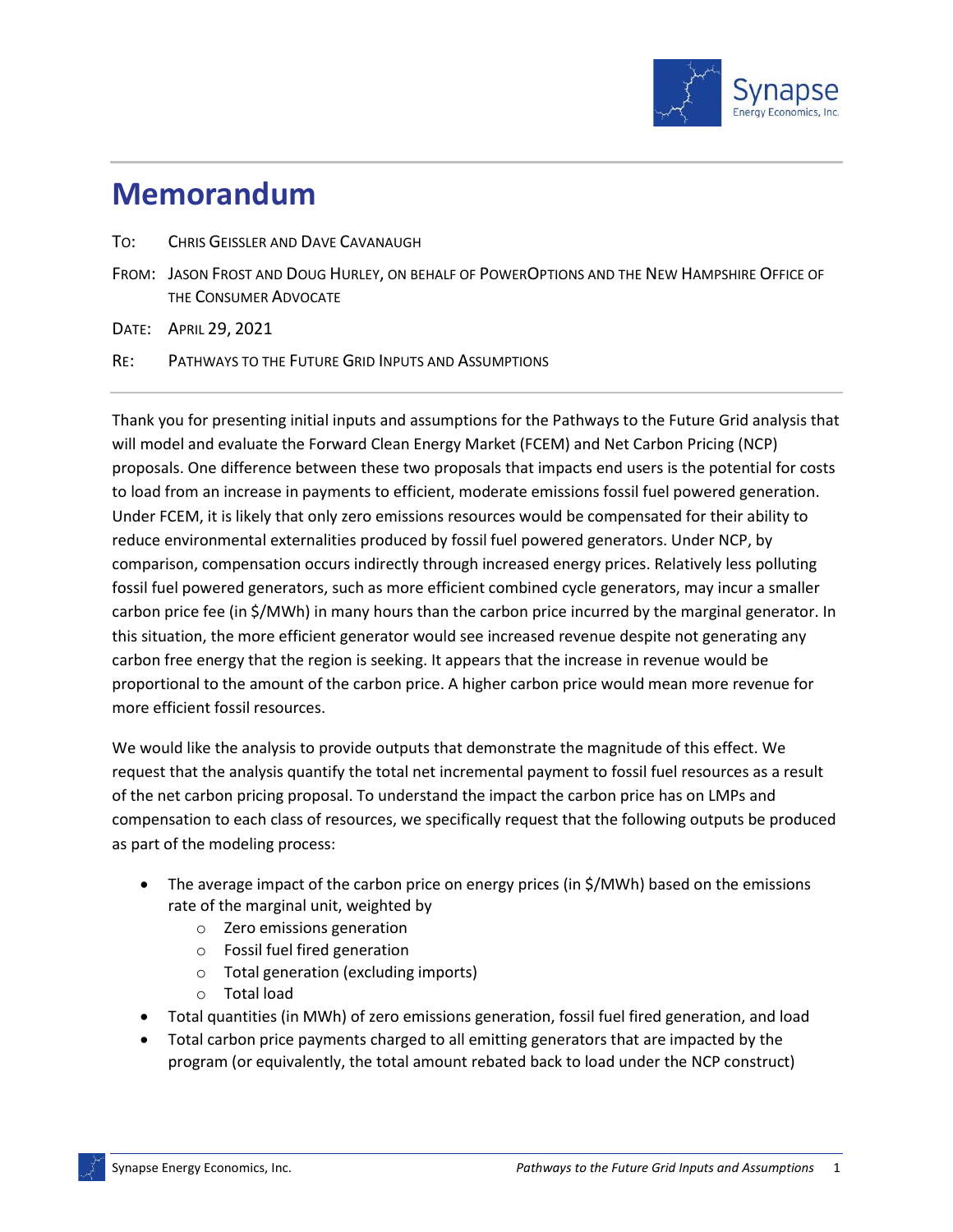# Memorandum

TO: CHRIS GEISSLER AND DAVE CAVANAUGH

FROM: JASON FROST AND DOUG HURLEY, ON BEHALF OF POWEROPTIONS AND THE NEW HAMPSHIRE OFFICE OF THE CONSUMER ADVOCATE

DATE: APRIL 29, 2021

RE: PATHWAYS TO THE FUTURE GRID INPUTS AND ASSUMPTIONS

---

Thank you for presenting initial inputs and assumptions for the Pathways to the Future Grid analysis that will model and evaluate the Forward Clean Energy Market (FCEM) and Net Carbon Pricing (NCP) proposals. One difference between these two proposals that impacts end users is the potential for costs to load from an increase in payments to efficient, moderate emissions fossil fuel powered generation. Under FCEM, it is likely that only zero emissions resources would be compensated for their ability to reduce environmental externalities produced by fossil fuel powered generators. Under NCP, by comparison, compensation occurs indirectly through increased energy prices. Relatively less polluting fossil fuel powered generators, such as more efficient combined cycle generators, may incur a smaller carbon price fee (in $/MWh) in many hours than the carbon price incurred by the marginal generator. In this situation, the more efficient generator would see increased revenue despite not generating any carbon free energy that the region is seeking. It appears that the increase in revenue would be proportional to the amount of the carbon price. A higher carbon price would mean more revenue for more efficient fossil resources.

We would like the analysis to provide outputs that demonstrate the magnitude of this effect. We request that the analysis quantify the total net incremental payment to fossil fuel resources as a result of the net carbon pricing proposal. To understand the impact the carbon price has on LMPs and compensation to each class of resources, we specifically request that the following outputs be produced as part of the modeling process:

- The average impact of the carbon price on energy prices (in $/MWh) based on the emissions rate of the marginal unit, weighted by
  - Zero emissions generation
  - Fossil fuel fired generation
  - Total generation (excluding imports)
  - Total load
- Total quantities (in MWh) of zero emissions generation, fossil fuel fired generation, and load
- Total carbon price payments charged to all emitting generators that are impacted by the program (or equivalently, the total amount rebated back to load under the NCP construct)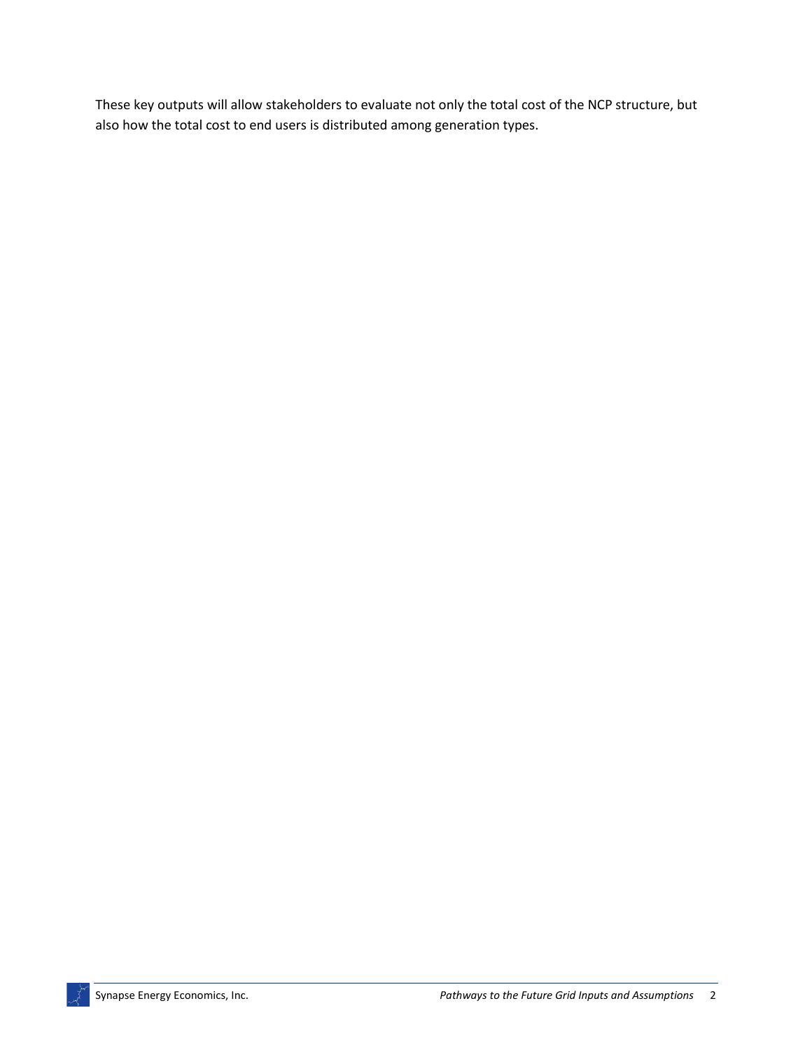These key outputs will allow stakeholders to evaluate not only the total cost of the NCP structure, but also how the total cost to end users is distributed among generation types.